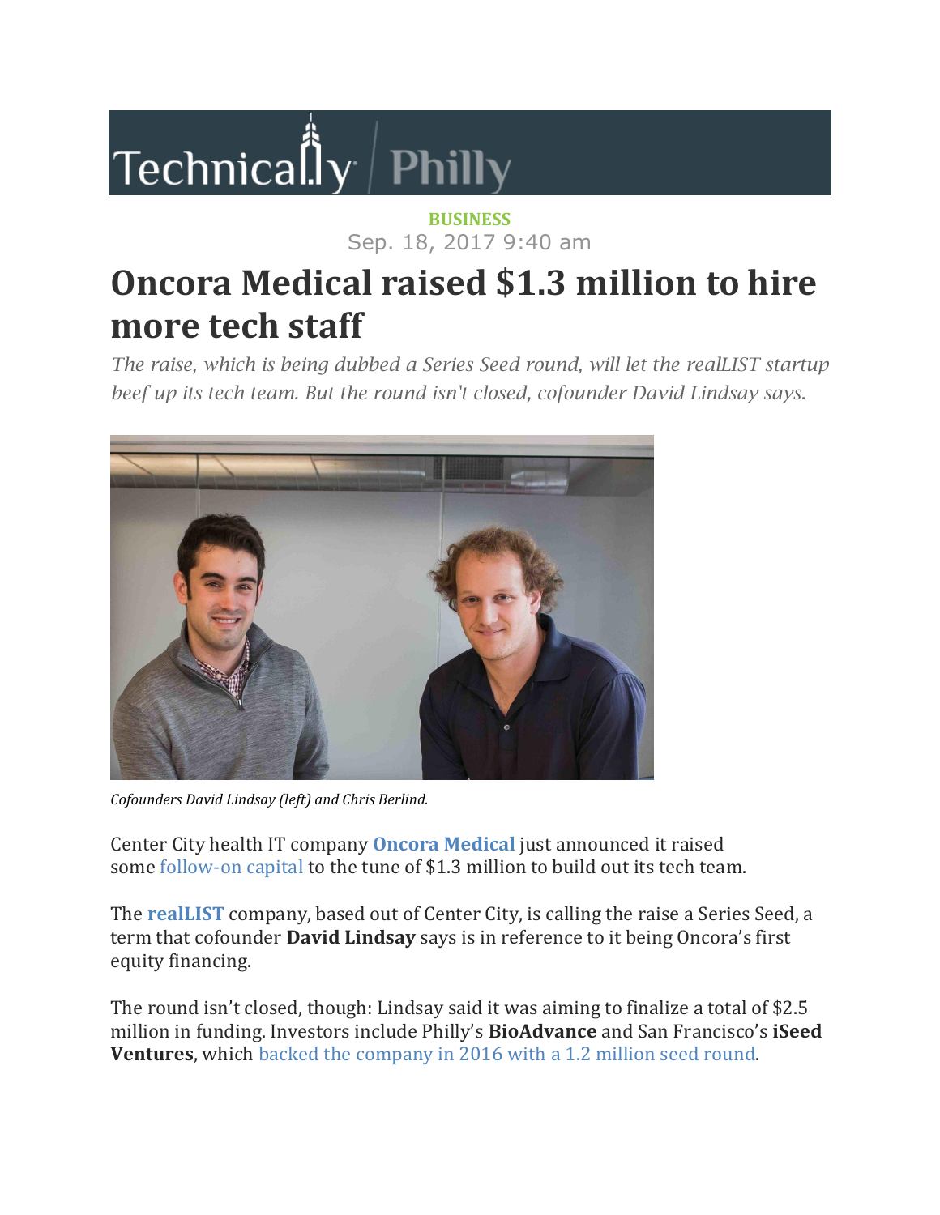Technically | Philly

**BUSINESS**

Sep. 18, 2017 9:40 am

# Oncora Medical raised $1.3 million to hire more tech staff

*The raise, which is being dubbed a Series Seed round, will let the realLIST startup beef up its tech team. But the round isn't closed, cofounder David Lindsay says.*

*Cofounders David Lindsay (left) and Chris Berlind.*

Center City health IT company **Oncora Medical** just announced it raised some follow-on capital to the tune of $1.3 million to build out its tech team.

The **realLIST** company, based out of Center City, is calling the raise a Series Seed, a term that cofounder **David Lindsay** says is in reference to it being Oncora's first equity financing.

The round isn't closed, though: Lindsay said it was aiming to finalize a total of $2.5 million in funding. Investors include Philly's **BioAdvance** and San Francisco's **iSeed Ventures**, which backed the company in 2016 with a 1.2 million seed round.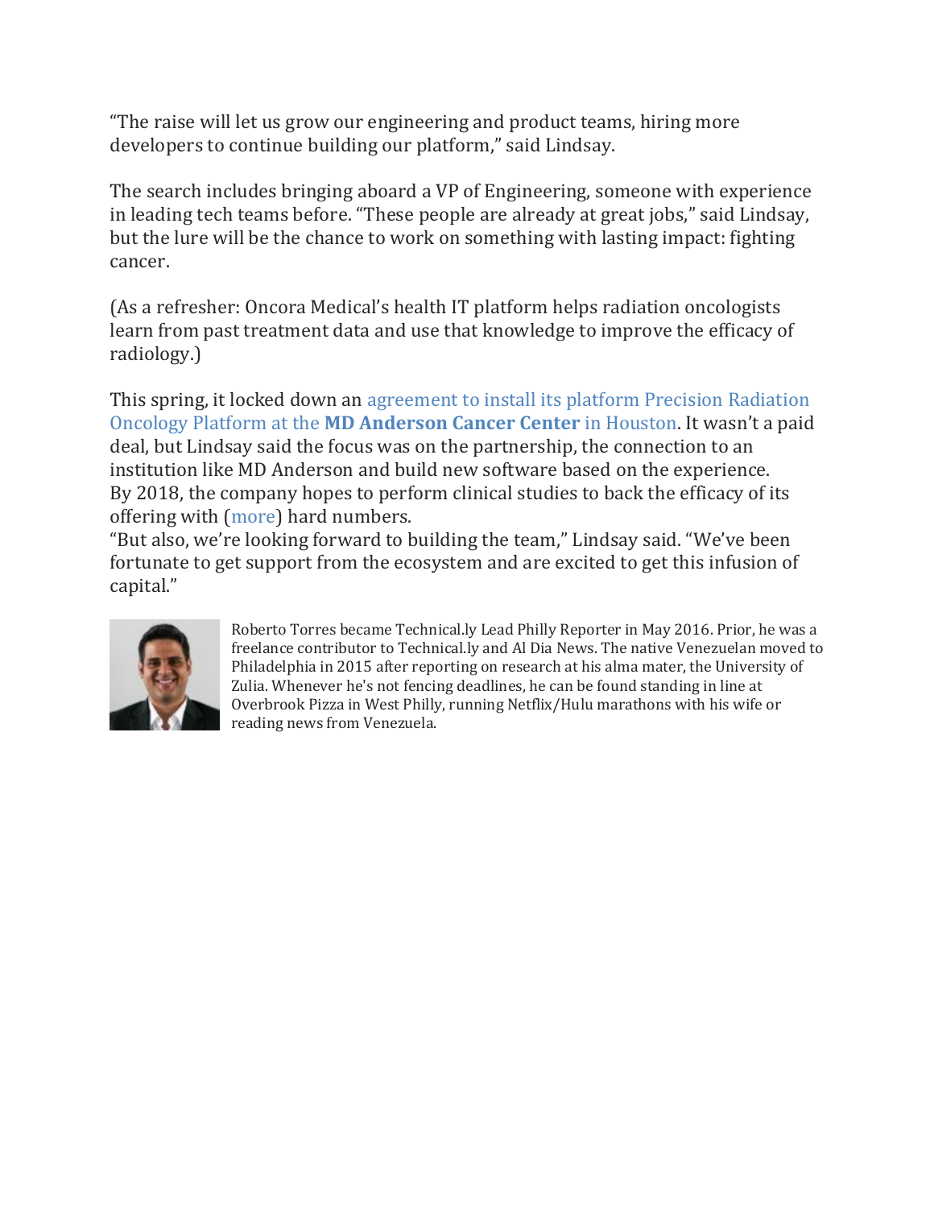"The raise will let us grow our engineering and product teams, hiring more developers to continue building our platform," said Lindsay.

The search includes bringing aboard a VP of Engineering, someone with experience in leading tech teams before. "These people are already at great jobs," said Lindsay, but the lure will be the chance to work on something with lasting impact: fighting cancer.

(As a refresher: Oncora Medical's health IT platform helps radiation oncologists learn from past treatment data and use that knowledge to improve the efficacy of radiology.)

This spring, it locked down an agreement to install its platform Precision Radiation Oncology Platform at the **MD Anderson Cancer Center** in Houston. It wasn't a paid deal, but Lindsay said the focus was on the partnership, the connection to an institution like MD Anderson and build new software based on the experience. By 2018, the company hopes to perform clinical studies to back the efficacy of its offering with (more) hard numbers.

"But also, we're looking forward to building the team," Lindsay said. "We've been fortunate to get support from the ecosystem and are excited to get this infusion of capital."

Roberto Torres became Technical.ly Lead Philly Reporter in May 2016. Prior, he was a freelance contributor to Technical.ly and Al Dia News. The native Venezuelan moved to Philadelphia in 2015 after reporting on research at his alma mater, the University of Zulia. Whenever he's not fencing deadlines, he can be found standing in line at Overbrook Pizza in West Philly, running Netflix/Hulu marathons with his wife or reading news from Venezuela.